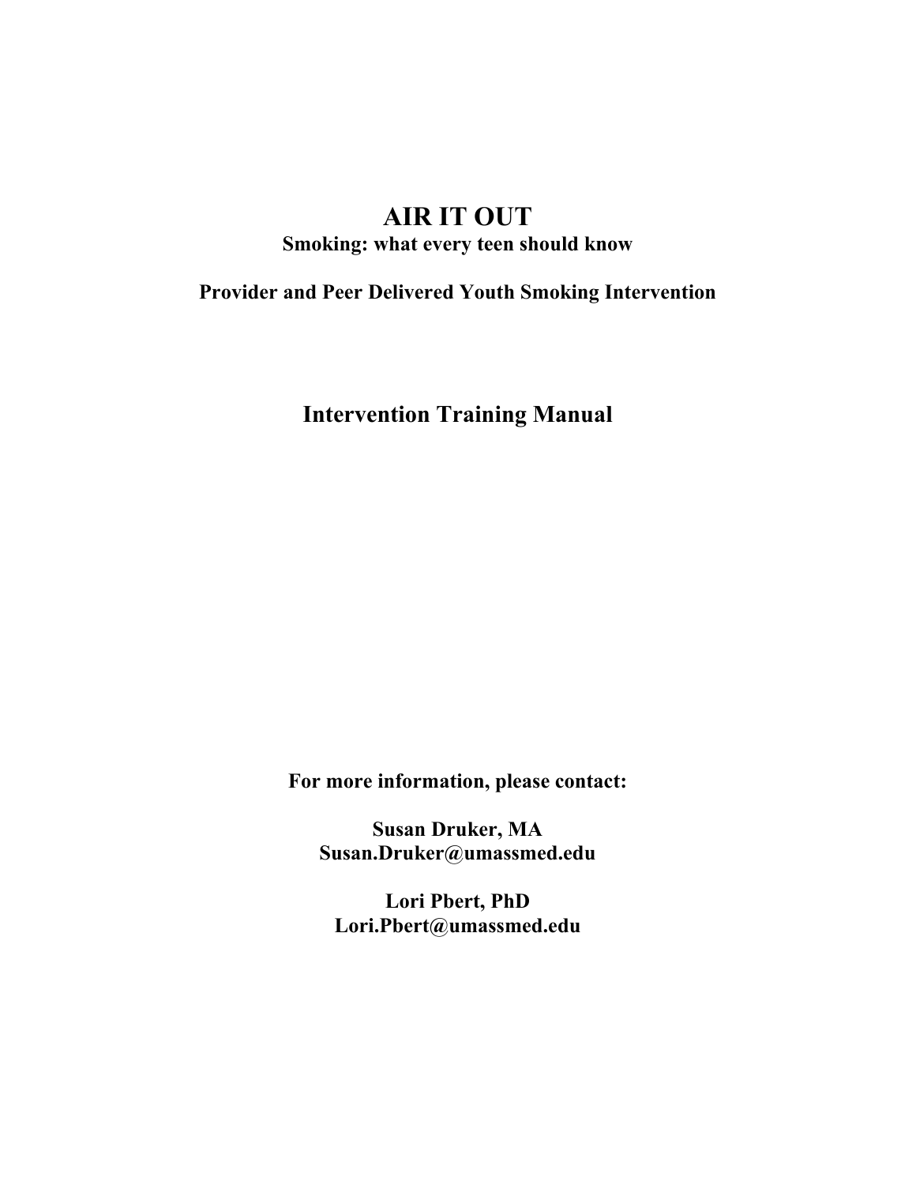# AIR IT OUT

**Smoking: what every teen should know**

**Provider and Peer Delivered Youth Smoking Intervention**

## Intervention Training Manual

**For more information, please contact:**

**Susan Druker, MA**
**Susan.Druker@umassmed.edu**

**Lori Pbert, PhD**
**Lori.Pbert@umassmed.edu**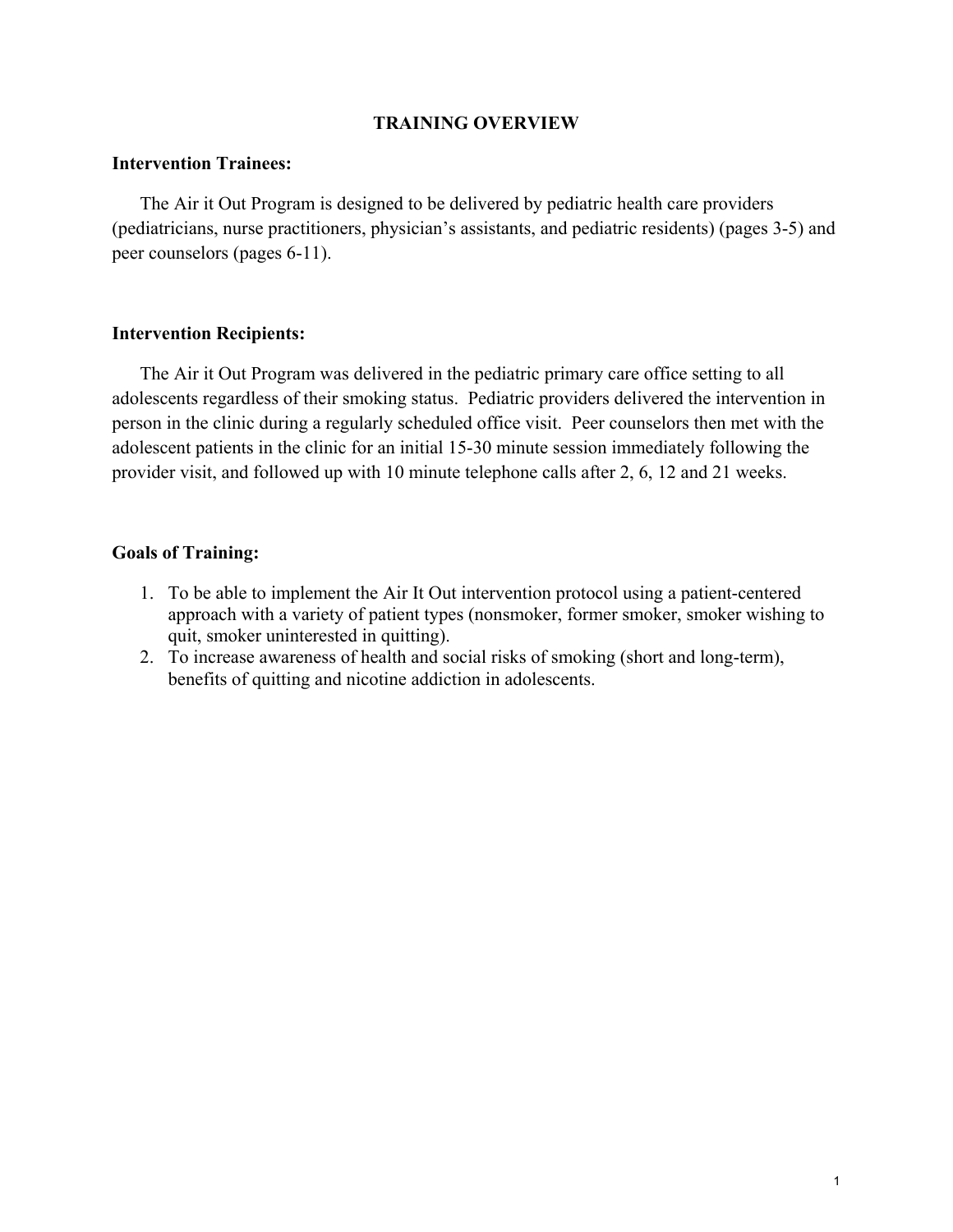# TRAINING OVERVIEW

## Intervention Trainees:

The Air it Out Program is designed to be delivered by pediatric health care providers (pediatricians, nurse practitioners, physician's assistants, and pediatric residents) (pages 3-5) and peer counselors (pages 6-11).

## Intervention Recipients:

The Air it Out Program was delivered in the pediatric primary care office setting to all adolescents regardless of their smoking status. Pediatric providers delivered the intervention in person in the clinic during a regularly scheduled office visit. Peer counselors then met with the adolescent patients in the clinic for an initial 15-30 minute session immediately following the provider visit, and followed up with 10 minute telephone calls after 2, 6, 12 and 21 weeks.

## Goals of Training:

1. To be able to implement the Air It Out intervention protocol using a patient-centered approach with a variety of patient types (nonsmoker, former smoker, smoker wishing to quit, smoker uninterested in quitting).
2. To increase awareness of health and social risks of smoking (short and long-term), benefits of quitting and nicotine addiction in adolescents.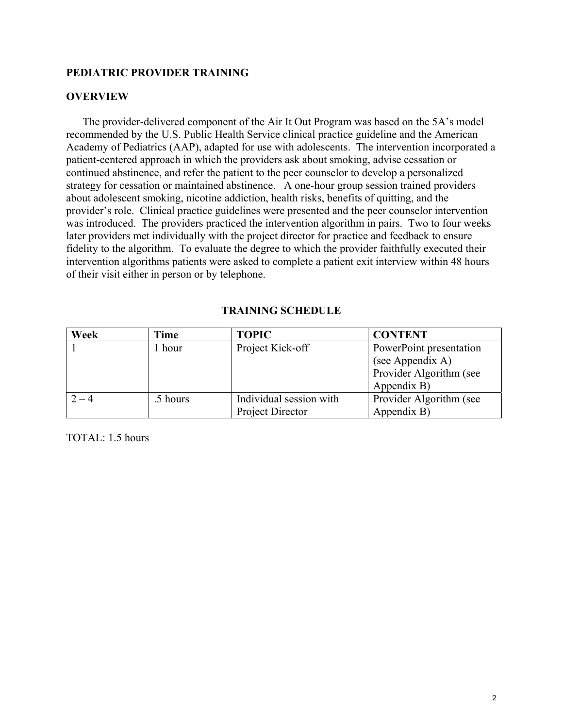## PEDIATRIC PROVIDER TRAINING

### OVERVIEW

The provider-delivered component of the Air It Out Program was based on the 5A's model recommended by the U.S. Public Health Service clinical practice guideline and the American Academy of Pediatrics (AAP), adapted for use with adolescents. The intervention incorporated a patient-centered approach in which the providers ask about smoking, advise cessation or continued abstinence, and refer the patient to the peer counselor to develop a personalized strategy for cessation or maintained abstinence. A one-hour group session trained providers about adolescent smoking, nicotine addiction, health risks, benefits of quitting, and the provider's role. Clinical practice guidelines were presented and the peer counselor intervention was introduced. The providers practiced the intervention algorithm in pairs. Two to four weeks later providers met individually with the project director for practice and feedback to ensure fidelity to the algorithm. To evaluate the degree to which the provider faithfully executed their intervention algorithms patients were asked to complete a patient exit interview within 48 hours of their visit either in person or by telephone.

### TRAINING SCHEDULE

| Week | Time | TOPIC | CONTENT |
|---|---|---|---|
| 1 | 1 hour | Project Kick-off | PowerPoint presentation (see Appendix A) Provider Algorithm (see Appendix B) |
| 2 – 4 | .5 hours | Individual session with Project Director | Provider Algorithm (see Appendix B) |

TOTAL: 1.5 hours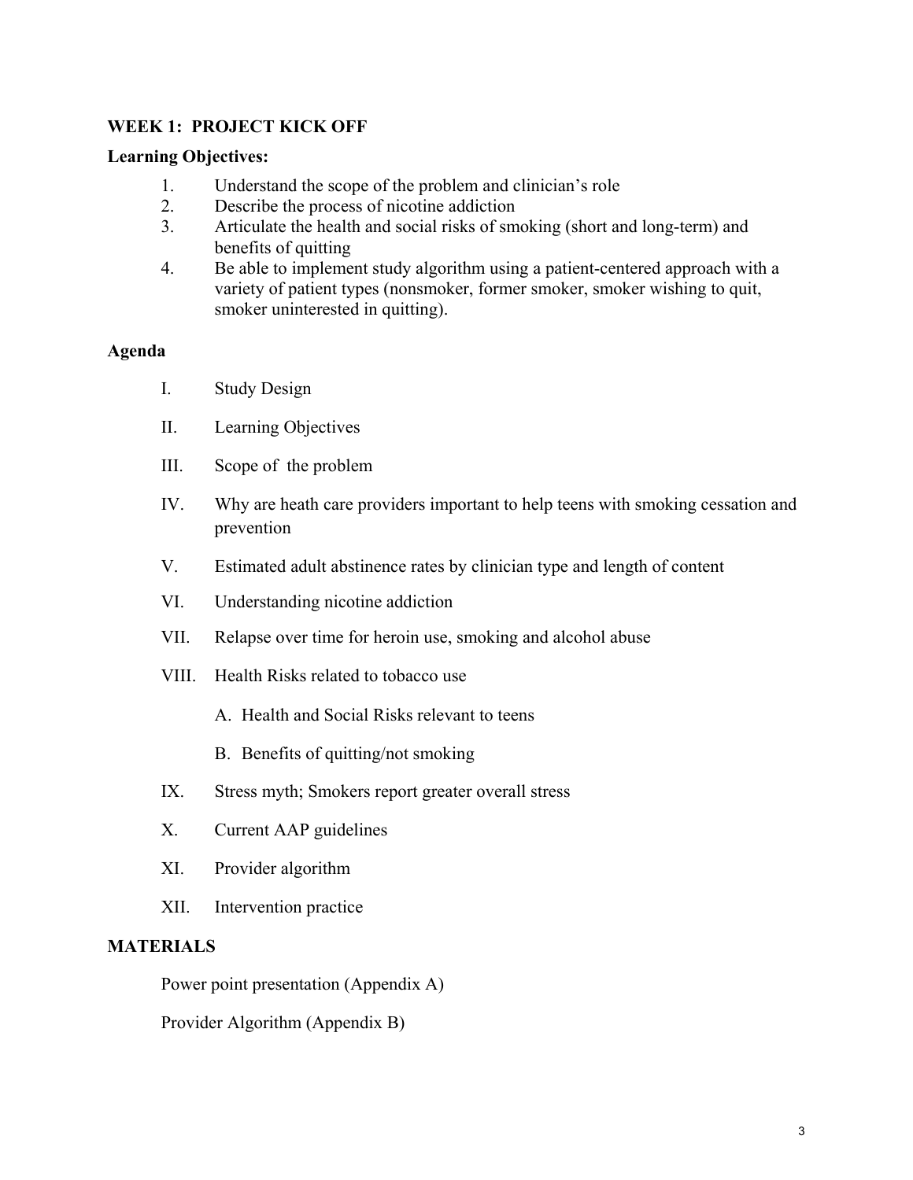## WEEK 1: PROJECT KICK OFF

**Learning Objectives:**

1. Understand the scope of the problem and clinician's role
2. Describe the process of nicotine addiction
3. Articulate the health and social risks of smoking (short and long-term) and benefits of quitting
4. Be able to implement study algorithm using a patient-centered approach with a variety of patient types (nonsmoker, former smoker, smoker wishing to quit, smoker uninterested in quitting).

**Agenda**

I. Study Design

II. Learning Objectives

III. Scope of the problem

IV. Why are heath care providers important to help teens with smoking cessation and prevention

V. Estimated adult abstinence rates by clinician type and length of content

VI. Understanding nicotine addiction

VII. Relapse over time for heroin use, smoking and alcohol abuse

VIII. Health Risks related to tobacco use

  A. Health and Social Risks relevant to teens

  B. Benefits of quitting/not smoking

IX. Stress myth; Smokers report greater overall stress

X. Current AAP guidelines

XI. Provider algorithm

XII. Intervention practice

## MATERIALS

Power point presentation (Appendix A)

Provider Algorithm (Appendix B)